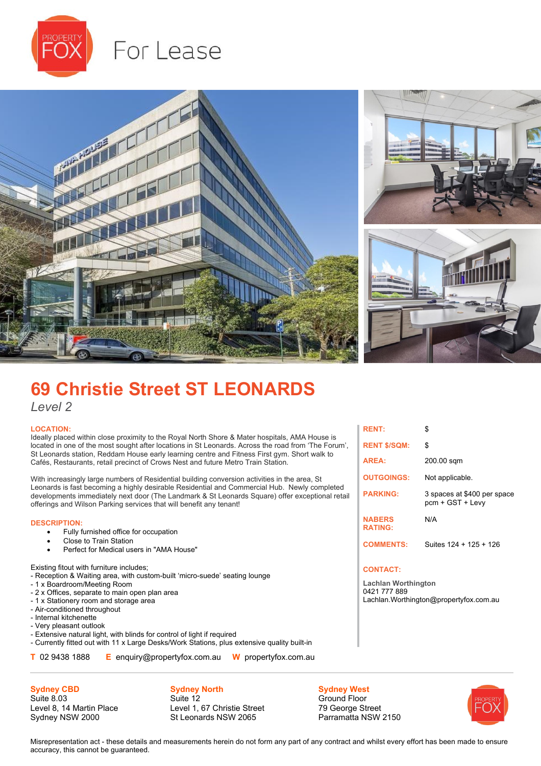# For Lease

## 69 Christie Street ST LEONARDS

*Level 2*

### LOCATION:

Ideally placed within close proximity to the Royal North Shore & Mater hospitals, AMA House is located in one of the most sought after locations in St Leonards. Across the road from 'The Forum', St Leonards station, Reddam House early learning centre and Fitness First gym. Short walk to Cafés, Restaurants, retail precinct of Crows Nest and future Metro Train Station.

With increasingly large numbers of Residential building conversion activities in the area, St Leonards is fast becoming a highly desirable Residential and Commercial Hub. Newly completed developments immediately next door (The Landmark & St Leonards Square) offer exceptional retail offerings and Wilson Parking services that will benefit any tenant!

### DESCRIPTION:

- Fully furnished office for occupation
- Close to Train Station
- Perfect for Medical users in "AMA House"

Existing fitout with furniture includes;
- Reception & Waiting area, with custom-built 'micro-suede' seating lounge
- 1 x Boardroom/Meeting Room
- 2 x Offices, separate to main open plan area
- 1 x Stationery room and storage area
- Air-conditioned throughout
- Internal kitchenette
- Very pleasant outlook
- Extensive natural light, with blinds for control of light if required
- Currently fitted out with 11 x Large Desks/Work Stations, plus extensive quality built-in

| | |
|---|---|
| **RENT:** | $ |
| **RENT $/SQM:** | $ |
| **AREA:** | 200.00 sqm |
| **OUTGOINGS:** | Not applicable. |
| **PARKING:** | 3 spaces at $400 per space pcm + GST + Levy |
| **NABERS RATING:** | N/A |
| **COMMENTS:** | Suites 124 + 125 + 126 |

### CONTACT:

**Lachlan Worthington**
0421 777 889
Lachlan.Worthington@propertyfox.com.au

**T** 02 9438 1888 **E** enquiry@propertyfox.com.au **W** propertyfox.com.au

**Sydney CBD**
Suite 8.03
Level 8, 14 Martin Place
Sydney NSW 2000

**Sydney North**
Suite 12
Level 1, 67 Christie Street
St Leonards NSW 2065

**Sydney West**
Ground Floor
79 George Street
Parramatta NSW 2150

Misrepresentation act - these details and measurements herein do not form any part of any contract and whilst every effort has been made to ensure accuracy, this cannot be guaranteed.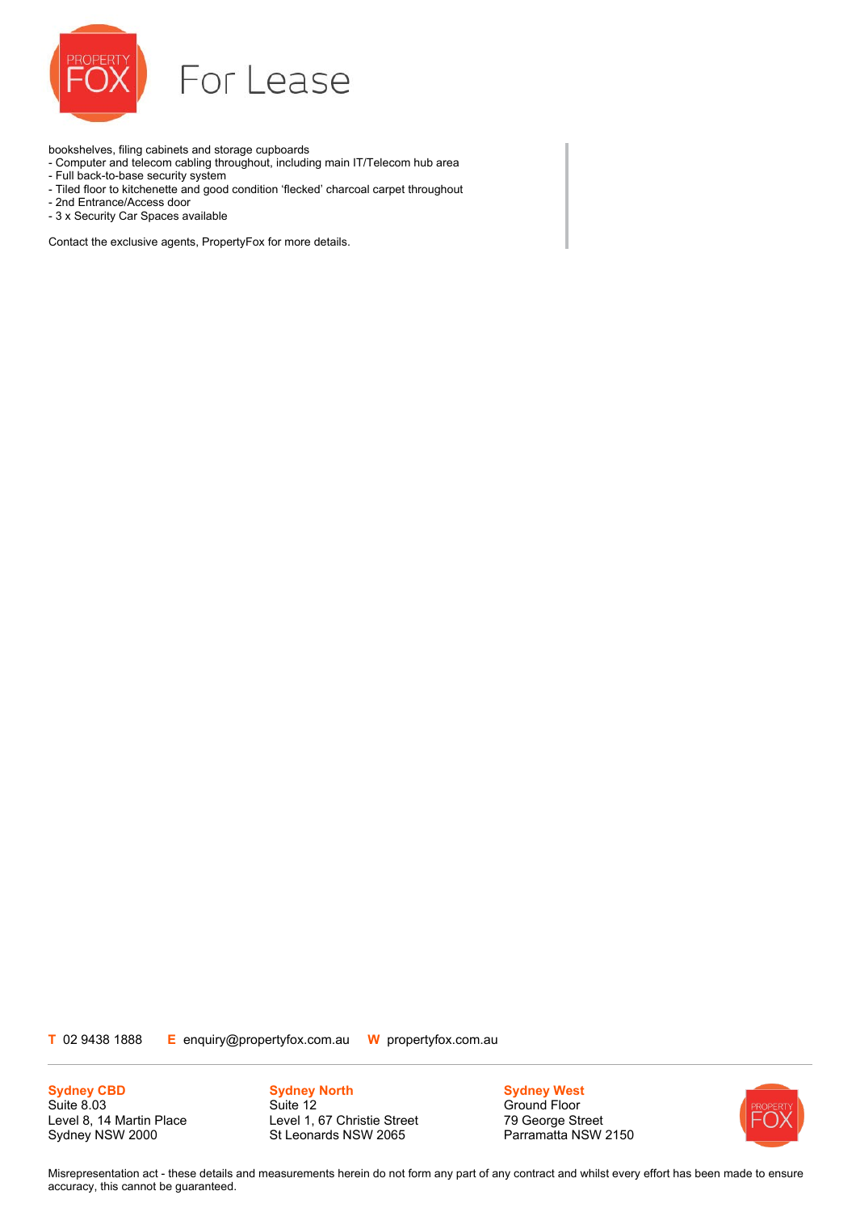# For Lease

bookshelves, filing cabinets and storage cupboards
- Computer and telecom cabling throughout, including main IT/Telecom hub area
- Full back-to-base security system
- Tiled floor to kitchenette and good condition ‘flecked’ charcoal carpet throughout
- 2nd Entrance/Access door
- 3 x Security Car Spaces available

Contact the exclusive agents, PropertyFox for more details.

**T** 02 9438 1888  **E** enquiry@propertyfox.com.au  **W** propertyfox.com.au

**Sydney CBD**
Suite 8.03
Level 8, 14 Martin Place
Sydney NSW 2000

**Sydney North**
Suite 12
Level 1, 67 Christie Street
St Leonards NSW 2065

**Sydney West**
Ground Floor
79 George Street
Parramatta NSW 2150

Misrepresentation act - these details and measurements herein do not form any part of any contract and whilst every effort has been made to ensure accuracy, this cannot be guaranteed.